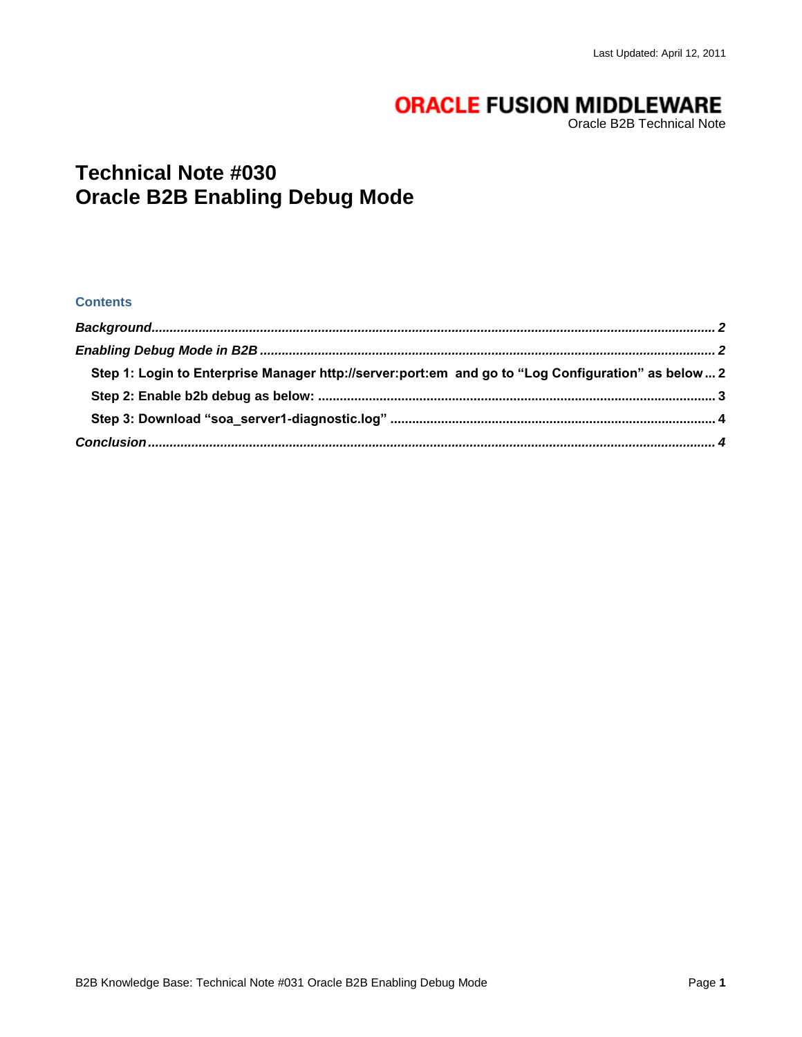Last Updated: April 12, 2011

**ORACLE FUSION MIDDLEWARE**
Oracle B2B Technical Note

# Technical Note #030
# Oracle B2B Enabling Debug Mode

### Contents

*Background* ........ 2

*Enabling Debug Mode in B2B* ........ 2

- Step 1: Login to Enterprise Manager http://server:port:em  and go to "Log Configuration" as below ... 2
- Step 2: Enable b2b debug as below: ........ 3
- Step 3: Download "soa_server1-diagnostic.log" ........ 4

*Conclusion* ........ 4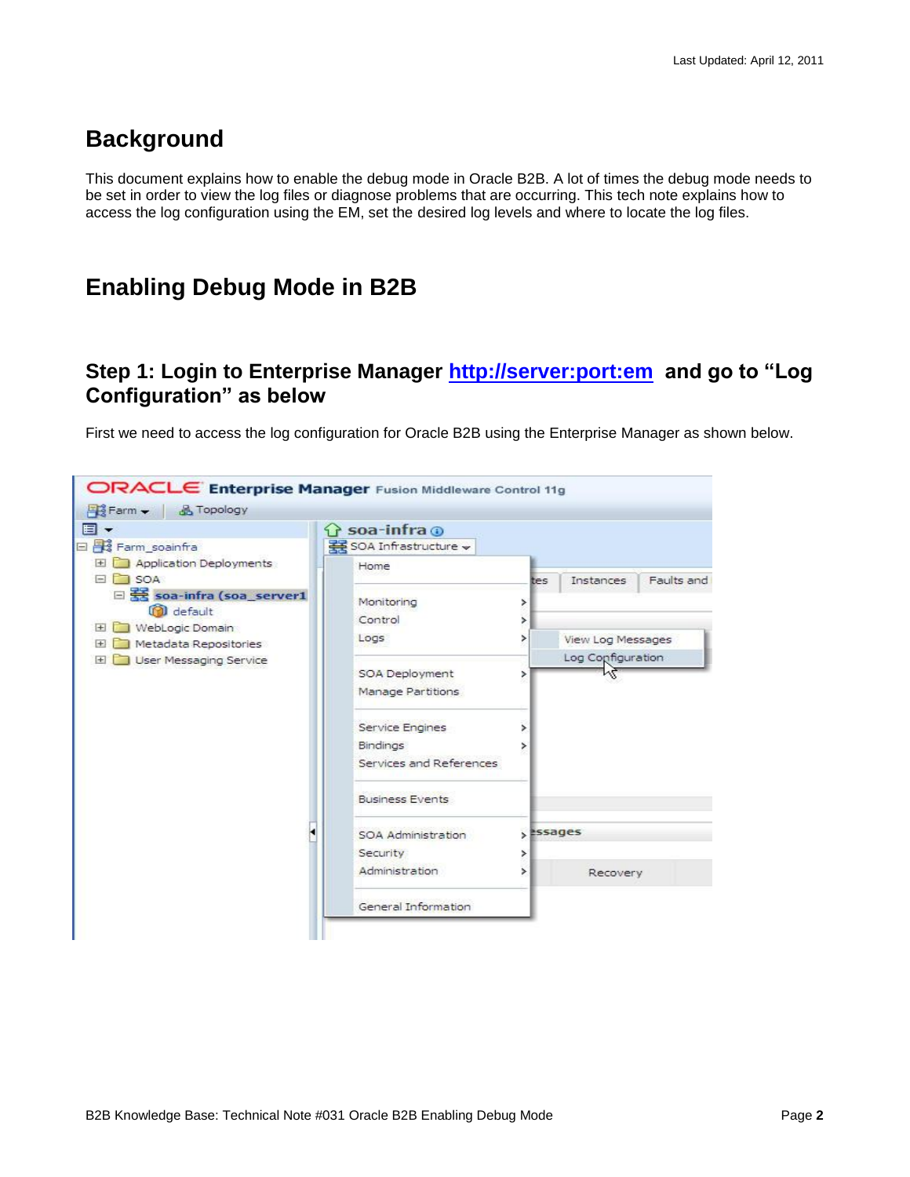# Background

This document explains how to enable the debug mode in Oracle B2B. A lot of times the debug mode needs to be set in order to view the log files or diagnose problems that are occurring. This tech note explains how to access the log configuration using the EM, set the desired log levels and where to locate the log files.

# Enabling Debug Mode in B2B

## Step 1: Login to Enterprise Manager http://server:port:em and go to "Log Configuration" as below

First we need to access the log configuration for Oracle B2B using the Enterprise Manager as shown below.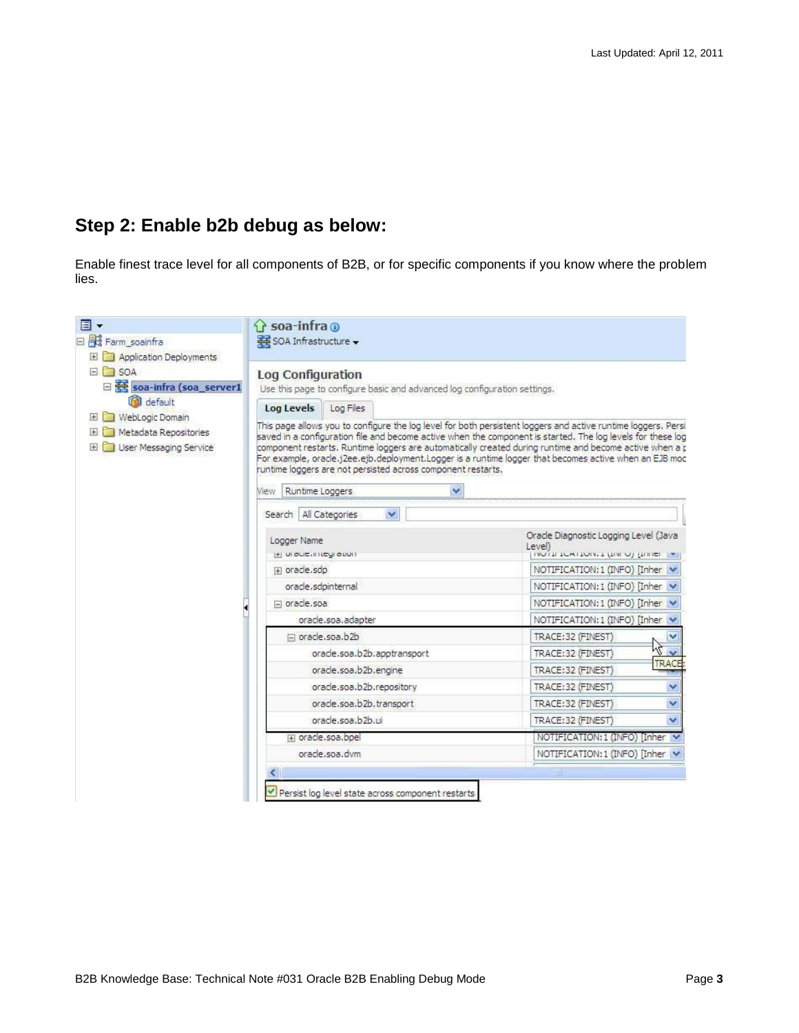## Step 2: Enable b2b debug as below:

Enable finest trace level for all components of B2B, or for specific components if you know where the problem lies.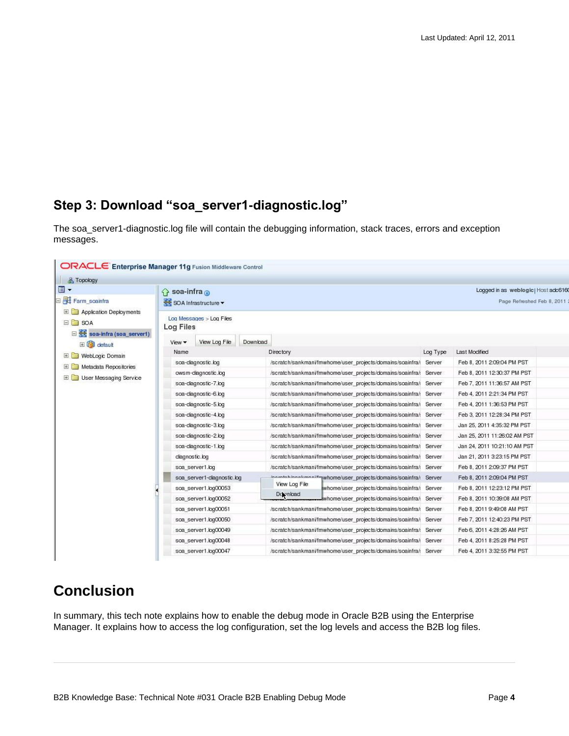## Step 3: Download "soa_server1-diagnostic.log"

The soa_server1-diagnostic.log file will contain the debugging information, stack traces, errors and exception messages.

## Conclusion

In summary, this tech note explains how to enable the debug mode in Oracle B2B using the Enterprise Manager. It explains how to access the log configuration, set the log levels and access the B2B log files.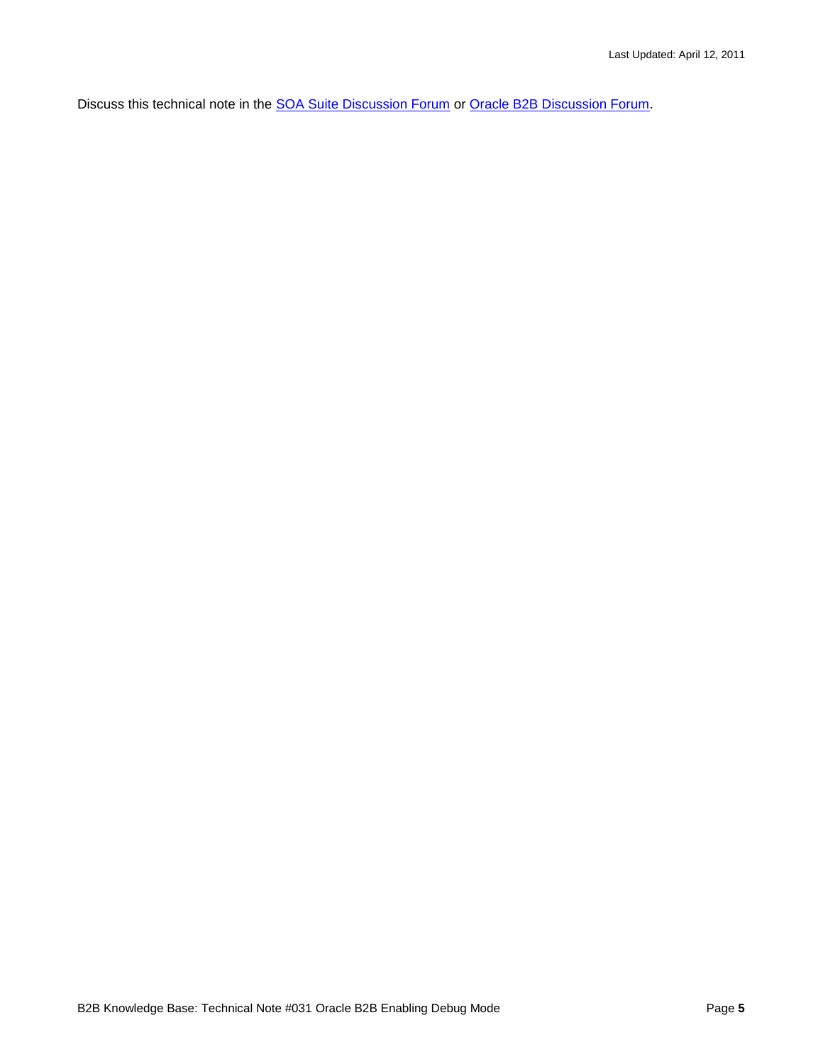Discuss this technical note in the SOA Suite Discussion Forum or Oracle B2B Discussion Forum.